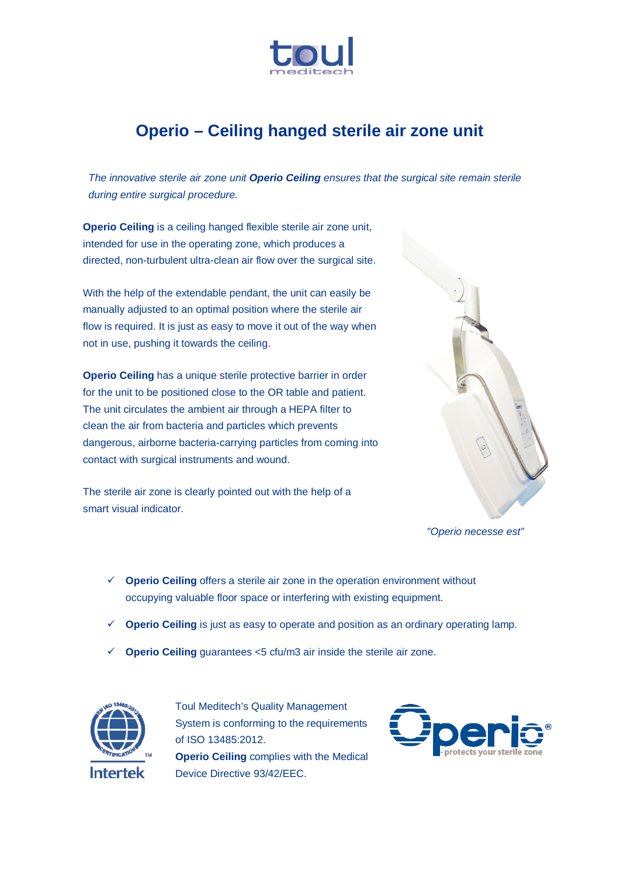# Operio – Ceiling hanged sterile air zone unit

*The innovative sterile air zone unit **Operio Ceiling** ensures that the surgical site remain sterile during entire surgical procedure.*

**Operio Ceiling** is a ceiling hanged flexible sterile air zone unit, intended for use in the operating zone, which produces a directed, non-turbulent ultra-clean air flow over the surgical site.

With the help of the extendable pendant, the unit can easily be manually adjusted to an optimal position where the sterile air flow is required. It is just as easy to move it out of the way when not in use, pushing it towards the ceiling.

**Operio Ceiling** has a unique sterile protective barrier in order for the unit to be positioned close to the OR table and patient. The unit circulates the ambient air through a HEPA filter to clean the air from bacteria and particles which prevents dangerous, airborne bacteria-carrying particles from coming into contact with surgical instruments and wound.

The sterile air zone is clearly pointed out with the help of a smart visual indicator.

*"Operio necesse est"*

- ✓ **Operio Ceiling** offers a sterile air zone in the operation environment without occupying valuable floor space or interfering with existing equipment.
- ✓ **Operio Ceiling** is just as easy to operate and position as an ordinary operating lamp.
- ✓ **Operio Ceiling** guarantees <5 cfu/m3 air inside the sterile air zone.

Toul Meditech's Quality Management System is conforming to the requirements of ISO 13485:2012.
**Operio Ceiling** complies with the Medical Device Directive 93/42/EEC.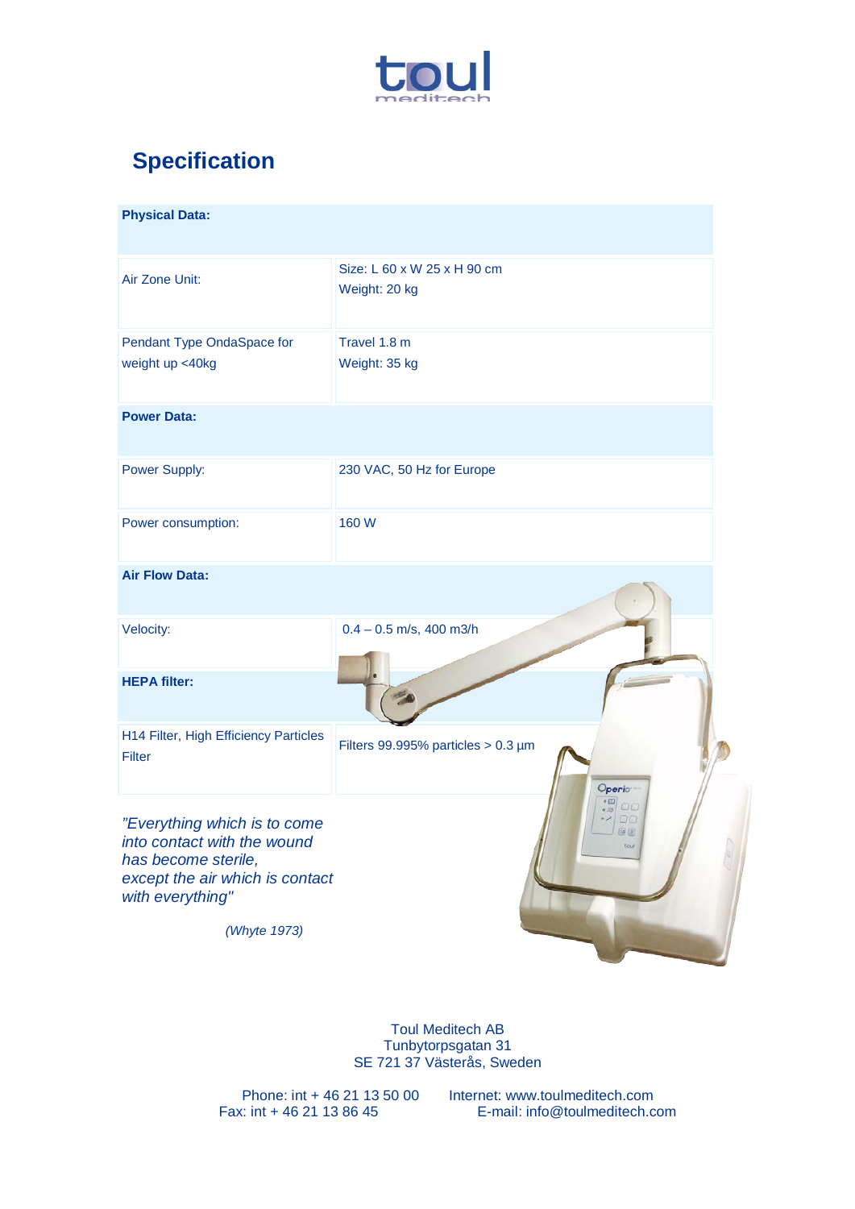toul
meditech

# Specification

| | |
|---|---|
| **Physical Data:** | |
| Air Zone Unit: | Size: L 60 x W 25 x H 90 cm<br>Weight: 20 kg |
| Pendant Type OndaSpace for weight up <40kg | Travel 1.8 m<br>Weight: 35 kg |
| **Power Data:** | |
| Power Supply: | 230 VAC, 50 Hz for Europe |
| Power consumption: | 160 W |
| **Air Flow Data:** | |
| Velocity: | 0.4 – 0.5 m/s, 400 m3/h |
| **HEPA filter:** | |
| H14 Filter, High Efficiency Particles Filter | Filters 99.995% particles > 0.3 µm |

*"Everything which is to come into contact with the wound has become sterile, except the air which is contact with everything"*

*(Whyte 1973)*

Toul Meditech AB
Tunbytorpsgatan 31
SE 721 37 Västerås, Sweden

Phone: int + 46 21 13 50 00
Fax: int + 46 21 13 86 45

Internet: www.toulmeditech.com
E-mail: info@toulmeditech.com